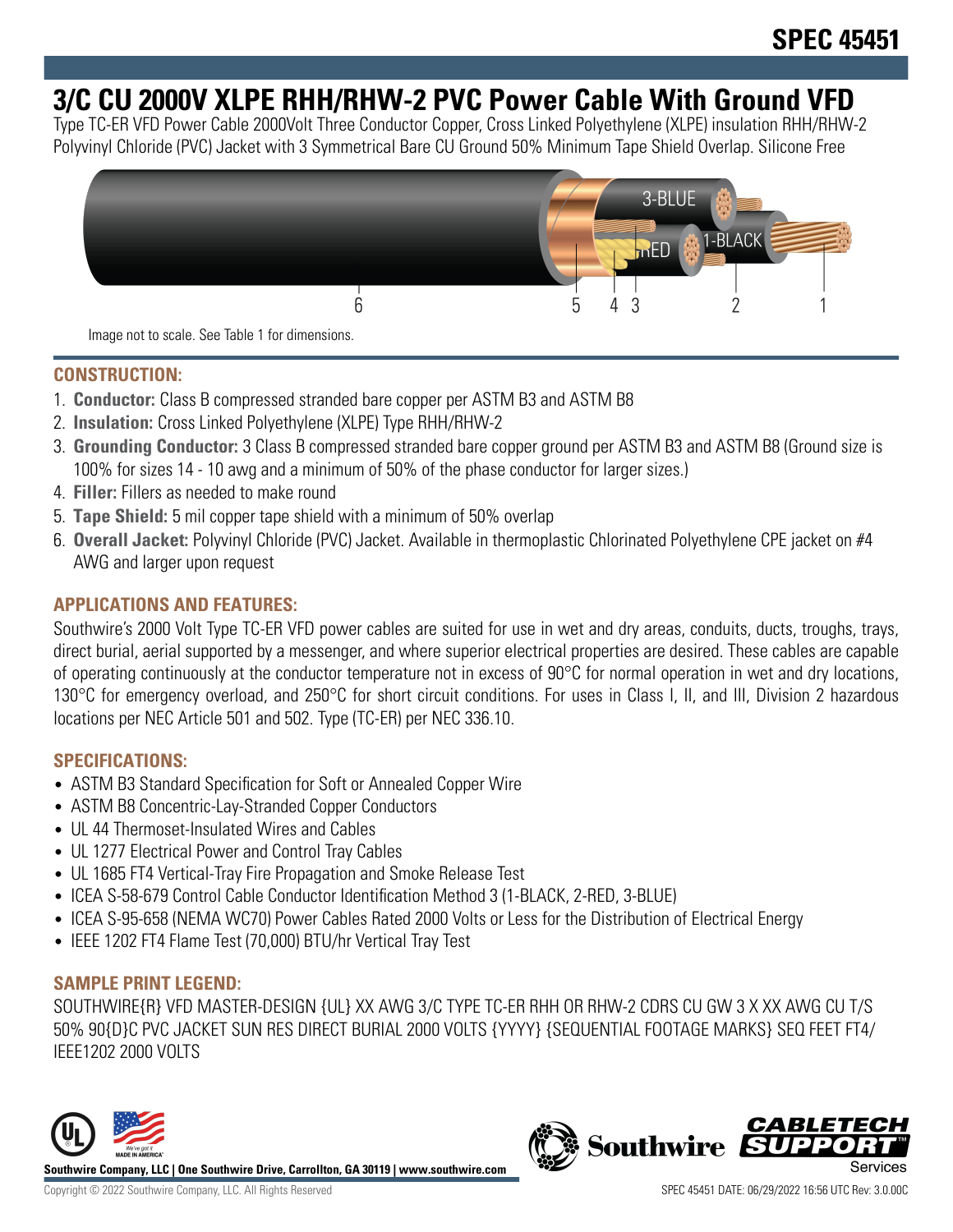# SPEC 45451

# 3/C CU 2000V XLPE RHH/RHW-2 PVC Power Cable With Ground VFD

Type TC-ER VFD Power Cable 2000Volt Three Conductor Copper, Cross Linked Polyethylene (XLPE) insulation RHH/RHW-2 Polyvinyl Chloride (PVC) Jacket with 3 Symmetrical Bare CU Ground 50% Minimum Tape Shield Overlap. Silicone Free

3-BLUE
RED
1-BLACK
6 5 4 3 2 1

Image not to scale. See Table 1 for dimensions.

## CONSTRUCTION:

1. **Conductor:** Class B compressed stranded bare copper per ASTM B3 and ASTM B8
2. **Insulation:** Cross Linked Polyethylene (XLPE) Type RHH/RHW-2
3. **Grounding Conductor:** 3 Class B compressed stranded bare copper ground per ASTM B3 and ASTM B8 (Ground size is 100% for sizes 14 - 10 awg and a minimum of 50% of the phase conductor for larger sizes.)
4. **Filler:** Fillers as needed to make round
5. **Tape Shield:** 5 mil copper tape shield with a minimum of 50% overlap
6. **Overall Jacket:** Polyvinyl Chloride (PVC) Jacket. Available in thermoplastic Chlorinated Polyethylene CPE jacket on #4 AWG and larger upon request

## APPLICATIONS AND FEATURES:

Southwire's 2000 Volt Type TC-ER VFD power cables are suited for use in wet and dry areas, conduits, ducts, troughs, trays, direct burial, aerial supported by a messenger, and where superior electrical properties are desired. These cables are capable of operating continuously at the conductor temperature not in excess of 90°C for normal operation in wet and dry locations, 130°C for emergency overload, and 250°C for short circuit conditions. For uses in Class I, II, and III, Division 2 hazardous locations per NEC Article 501 and 502. Type (TC-ER) per NEC 336.10.

## SPECIFICATIONS:

- ASTM B3 Standard Specification for Soft or Annealed Copper Wire
- ASTM B8 Concentric-Lay-Stranded Copper Conductors
- UL 44 Thermoset-Insulated Wires and Cables
- UL 1277 Electrical Power and Control Tray Cables
- UL 1685 FT4 Vertical-Tray Fire Propagation and Smoke Release Test
- ICEA S-58-679 Control Cable Conductor Identification Method 3 (1-BLACK, 2-RED, 3-BLUE)
- ICEA S-95-658 (NEMA WC70) Power Cables Rated 2000 Volts or Less for the Distribution of Electrical Energy
- IEEE 1202 FT4 Flame Test (70,000) BTU/hr Vertical Tray Test

## SAMPLE PRINT LEGEND:

SOUTHWIRE{R} VFD MASTER-DESIGN {UL} XX AWG 3/C TYPE TC-ER RHH OR RHW-2 CDRS CU GW 3 X XX AWG CU T/S 50% 90{D}C PVC JACKET SUN RES DIRECT BURIAL 2000 VOLTS {YYYY} {SEQUENTIAL FOOTAGE MARKS} SEQ FEET FT4/ IEEE1202 2000 VOLTS

**Southwire Company, LLC | One Southwire Drive, Carrollton, GA 30119 | www.southwire.com**

Copyright © 2022 Southwire Company, LLC. All Rights Reserved

SPEC 45451 DATE: 06/29/2022 16:56 UTC Rev: 3.0.00C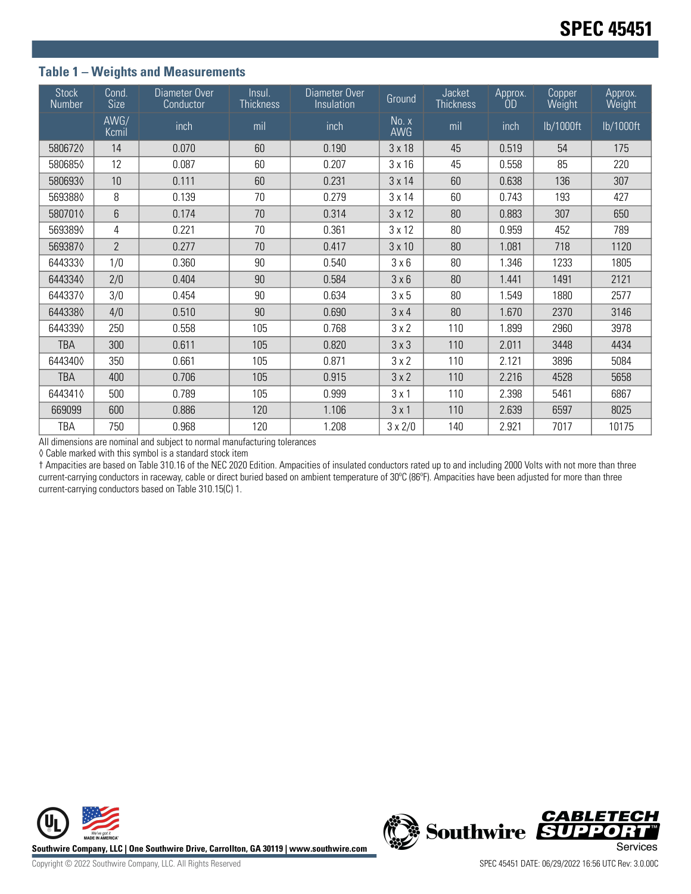## Table 1 – Weights and Measurements

| Stock Number | Cond. Size | Diameter Over Conductor | Insul. Thickness | Diameter Over Insulation | Ground | Jacket Thickness | Approx. OD | Copper Weight | Approx. Weight |
|---|---|---|---|---|---|---|---|---|---|
| | AWG/ Kcmil | inch | mil | inch | No. x AWG | mil | inch | lb/1000ft | lb/1000ft |
| 580672◊ | 14 | 0.070 | 60 | 0.190 | 3 x 18 | 45 | 0.519 | 54 | 175 |
| 580685◊ | 12 | 0.087 | 60 | 0.207 | 3 x 16 | 45 | 0.558 | 85 | 220 |
| 580693◊ | 10 | 0.111 | 60 | 0.231 | 3 x 14 | 60 | 0.638 | 136 | 307 |
| 569388◊ | 8 | 0.139 | 70 | 0.279 | 3 x 14 | 60 | 0.743 | 193 | 427 |
| 580701◊ | 6 | 0.174 | 70 | 0.314 | 3 x 12 | 80 | 0.883 | 307 | 650 |
| 569389◊ | 4 | 0.221 | 70 | 0.361 | 3 x 12 | 80 | 0.959 | 452 | 789 |
| 569387◊ | 2 | 0.277 | 70 | 0.417 | 3 x 10 | 80 | 1.081 | 718 | 1120 |
| 644333◊ | 1/0 | 0.360 | 90 | 0.540 | 3 x 6 | 80 | 1.346 | 1233 | 1805 |
| 644334◊ | 2/0 | 0.404 | 90 | 0.584 | 3 x 6 | 80 | 1.441 | 1491 | 2121 |
| 644337◊ | 3/0 | 0.454 | 90 | 0.634 | 3 x 5 | 80 | 1.549 | 1880 | 2577 |
| 644338◊ | 4/0 | 0.510 | 90 | 0.690 | 3 x 4 | 80 | 1.670 | 2370 | 3146 |
| 644339◊ | 250 | 0.558 | 105 | 0.768 | 3 x 2 | 110 | 1.899 | 2960 | 3978 |
| TBA | 300 | 0.611 | 105 | 0.820 | 3 x 3 | 110 | 2.011 | 3448 | 4434 |
| 644340◊ | 350 | 0.661 | 105 | 0.871 | 3 x 2 | 110 | 2.121 | 3896 | 5084 |
| TBA | 400 | 0.706 | 105 | 0.915 | 3 x 2 | 110 | 2.216 | 4528 | 5658 |
| 644341◊ | 500 | 0.789 | 105 | 0.999 | 3 x 1 | 110 | 2.398 | 5461 | 6867 |
| 669099 | 600 | 0.886 | 120 | 1.106 | 3 x 1 | 110 | 2.639 | 6597 | 8025 |
| TBA | 750 | 0.968 | 120 | 1.208 | 3 x 2/0 | 140 | 2.921 | 7017 | 10175 |

All dimensions are nominal and subject to normal manufacturing tolerances

◊ Cable marked with this symbol is a standard stock item

† Ampacities are based on Table 310.16 of the NEC 2020 Edition. Ampacities of insulated conductors rated up to and including 2000 Volts with not more than three current-carrying conductors in raceway, cable or direct buried based on ambient temperature of 30ºC (86ºF). Ampacities have been adjusted for more than three current-carrying conductors based on Table 310.15(C) 1.

Southwire Company, LLC | One Southwire Drive, Carrollton, GA 30119 | www.southwire.com

Copyright © 2022 Southwire Company, LLC. All Rights Reserved

SPEC 45451 DATE: 06/29/2022 16:56 UTC Rev: 3.0.00C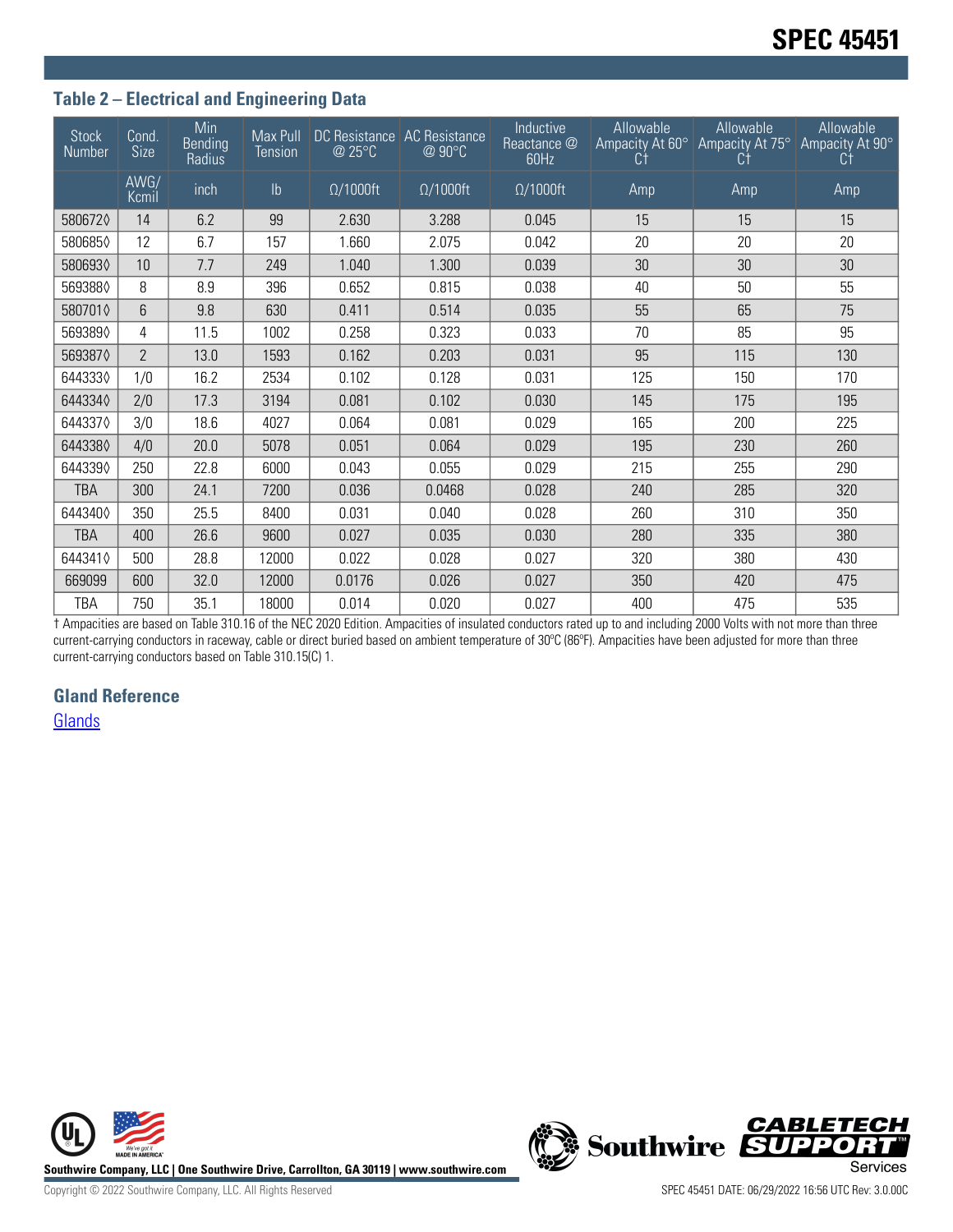## Table 2 – Electrical and Engineering Data

| Stock Number | Cond. Size | Min Bending Radius | Max Pull Tension | DC Resistance @ 25°C | AC Resistance @ 90°C | Inductive Reactance @ 60Hz | Allowable Ampacity At 60° C† | Allowable Ampacity At 75° C† | Allowable Ampacity At 90° C† |
|---|---|---|---|---|---|---|---|---|---|
| | AWG/ Kcmil | inch | lb | Ω/1000ft | Ω/1000ft | Ω/1000ft | Amp | Amp | Amp |
| 580672◊ | 14 | 6.2 | 99 | 2.630 | 3.288 | 0.045 | 15 | 15 | 15 |
| 580685◊ | 12 | 6.7 | 157 | 1.660 | 2.075 | 0.042 | 20 | 20 | 20 |
| 580693◊ | 10 | 7.7 | 249 | 1.040 | 1.300 | 0.039 | 30 | 30 | 30 |
| 569388◊ | 8 | 8.9 | 396 | 0.652 | 0.815 | 0.038 | 40 | 50 | 55 |
| 580701◊ | 6 | 9.8 | 630 | 0.411 | 0.514 | 0.035 | 55 | 65 | 75 |
| 569389◊ | 4 | 11.5 | 1002 | 0.258 | 0.323 | 0.033 | 70 | 85 | 95 |
| 569387◊ | 2 | 13.0 | 1593 | 0.162 | 0.203 | 0.031 | 95 | 115 | 130 |
| 644333◊ | 1/0 | 16.2 | 2534 | 0.102 | 0.128 | 0.031 | 125 | 150 | 170 |
| 644334◊ | 2/0 | 17.3 | 3194 | 0.081 | 0.102 | 0.030 | 145 | 175 | 195 |
| 644337◊ | 3/0 | 18.6 | 4027 | 0.064 | 0.081 | 0.029 | 165 | 200 | 225 |
| 644338◊ | 4/0 | 20.0 | 5078 | 0.051 | 0.064 | 0.029 | 195 | 230 | 260 |
| 644339◊ | 250 | 22.8 | 6000 | 0.043 | 0.055 | 0.029 | 215 | 255 | 290 |
| TBA | 300 | 24.1 | 7200 | 0.036 | 0.0468 | 0.028 | 240 | 285 | 320 |
| 644340◊ | 350 | 25.5 | 8400 | 0.031 | 0.040 | 0.028 | 260 | 310 | 350 |
| TBA | 400 | 26.6 | 9600 | 0.027 | 0.035 | 0.030 | 280 | 335 | 380 |
| 644341◊ | 500 | 28.8 | 12000 | 0.022 | 0.028 | 0.027 | 320 | 380 | 430 |
| 669099 | 600 | 32.0 | 12000 | 0.0176 | 0.026 | 0.027 | 350 | 420 | 475 |
| TBA | 750 | 35.1 | 18000 | 0.014 | 0.020 | 0.027 | 400 | 475 | 535 |

† Ampacities are based on Table 310.16 of the NEC 2020 Edition. Ampacities of insulated conductors rated up to and including 2000 Volts with not more than three current-carrying conductors in raceway, cable or direct buried based on ambient temperature of 30ºC (86ºF). Ampacities have been adjusted for more than three current-carrying conductors based on Table 310.15(C) 1.

## Gland Reference

Glands

Southwire Company, LLC | One Southwire Drive, Carrollton, GA 30119 | www.southwire.com

Copyright © 2022 Southwire Company, LLC. All Rights Reserved

SPEC 45451 DATE: 06/29/2022 16:56 UTC Rev: 3.0.00C